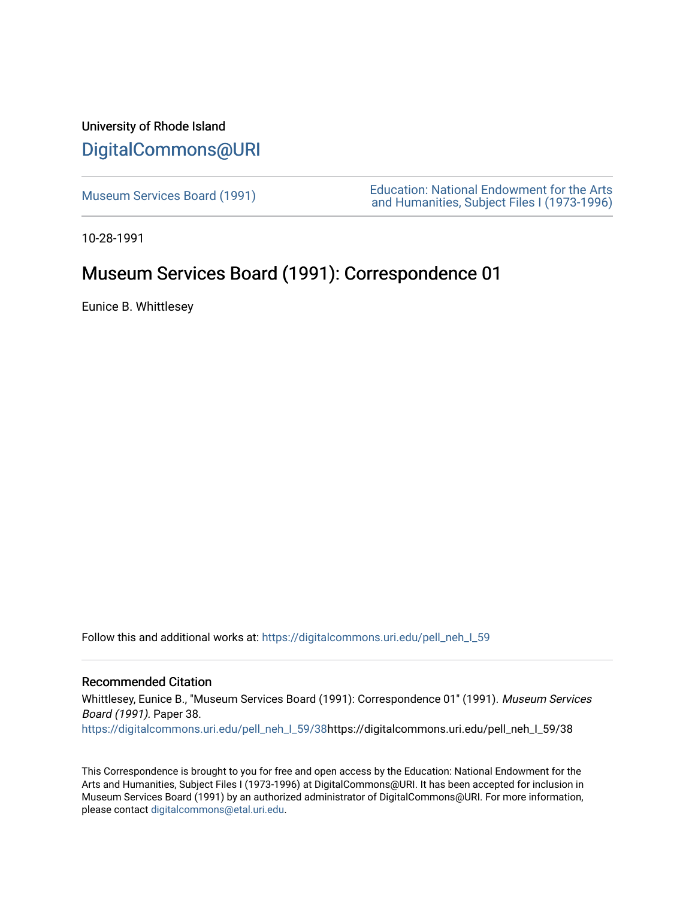University of Rhode Island

# DigitalCommons@URI

Museum Services Board (1991)

Education: National Endowment for the Arts and Humanities, Subject Files I (1973-1996)

10-28-1991

## Museum Services Board (1991): Correspondence 01

Eunice B. Whittlesey

Follow this and additional works at: https://digitalcommons.uri.edu/pell_neh_I_59

### Recommended Citation

Whittlesey, Eunice B., "Museum Services Board (1991): Correspondence 01" (1991). *Museum Services Board (1991)*. Paper 38.
https://digitalcommons.uri.edu/pell_neh_I_59/38https://digitalcommons.uri.edu/pell_neh_I_59/38

This Correspondence is brought to you for free and open access by the Education: National Endowment for the Arts and Humanities, Subject Files I (1973-1996) at DigitalCommons@URI. It has been accepted for inclusion in Museum Services Board (1991) by an authorized administrator of DigitalCommons@URI. For more information, please contact digitalcommons@etal.uri.edu.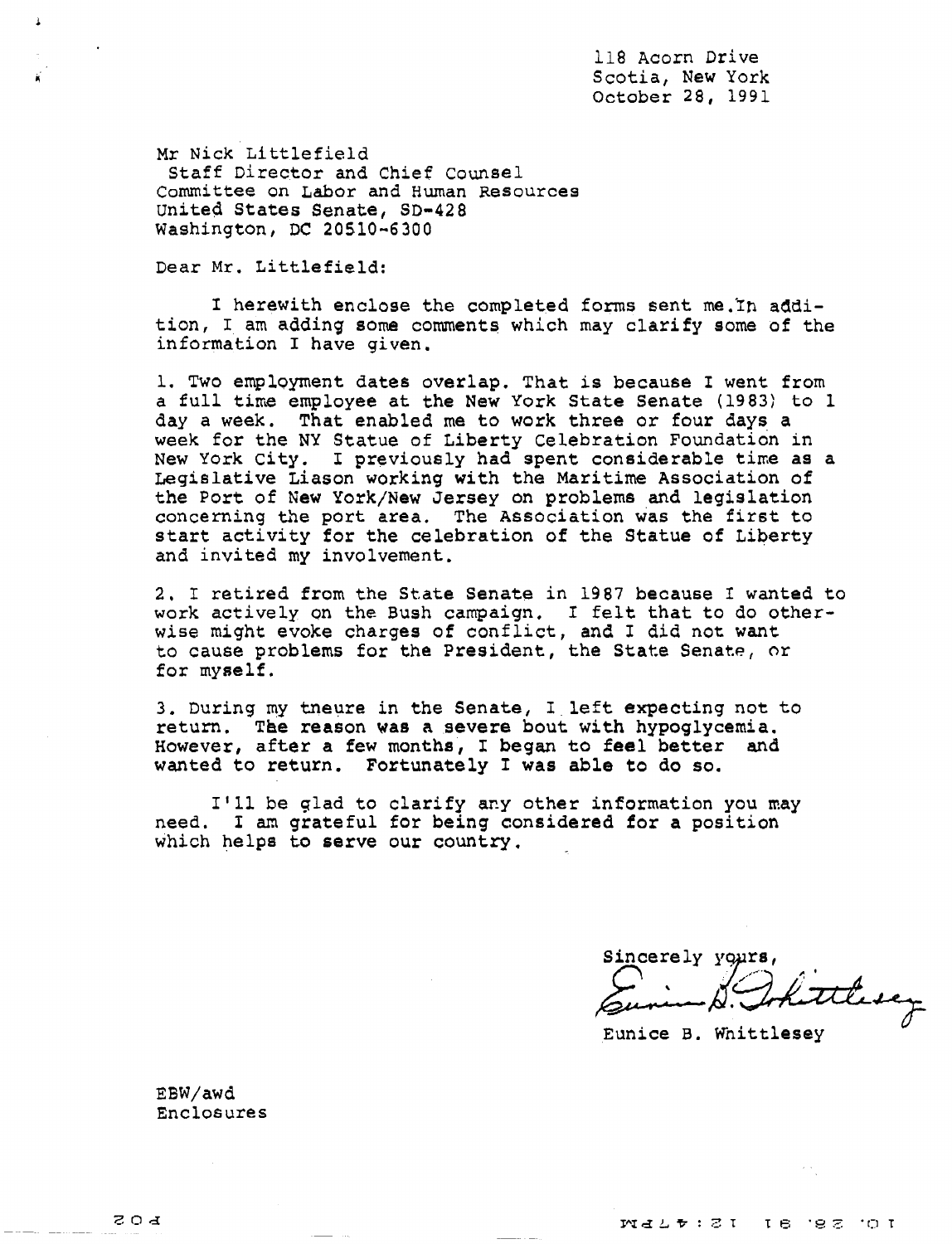118 Acorn Drive
Scotia, New York
October 28, 1991

Mr Nick Littlefield
Staff Director and Chief Counsel
Committee on Labor and Human Resources
United States Senate, SD-428
Washington, DC 20510-6300

Dear Mr. Littlefield:

I herewith enclose the completed forms sent me. In addition, I am adding some comments which may clarify some of the information I have given.

1. Two employment dates overlap. That is because I went from a full time employee at the New York State Senate (1983) to 1 day a week. That enabled me to work three or four days a week for the NY Statue of Liberty Celebration Foundation in New York City. I previously had spent considerable time as a Legislative Liason working with the Maritime Association of the Port of New York/New Jersey on problems and legislation concerning the port area. The Association was the first to start activity for the celebration of the Statue of Liberty and invited my involvement.

2. I retired from the State Senate in 1987 because I wanted to work actively on the Bush campaign. I felt that to do otherwise might evoke charges of conflict, and I did not want to cause problems for the President, the State Senate, or for myself.

3. During my tneure in the Senate, I left expecting not to return. The reason was a severe bout with hypoglycemia. However, after a few months, I began to feel better and wanted to return. Fortunately I was able to do so.

I'll be glad to clarify any other information you may need. I am grateful for being considered for a position which helps to serve our country.

Sincerely yours,

Eunice B. Whittlesey

Eunice B. Whittlesey

EBW/awd
Enclosures